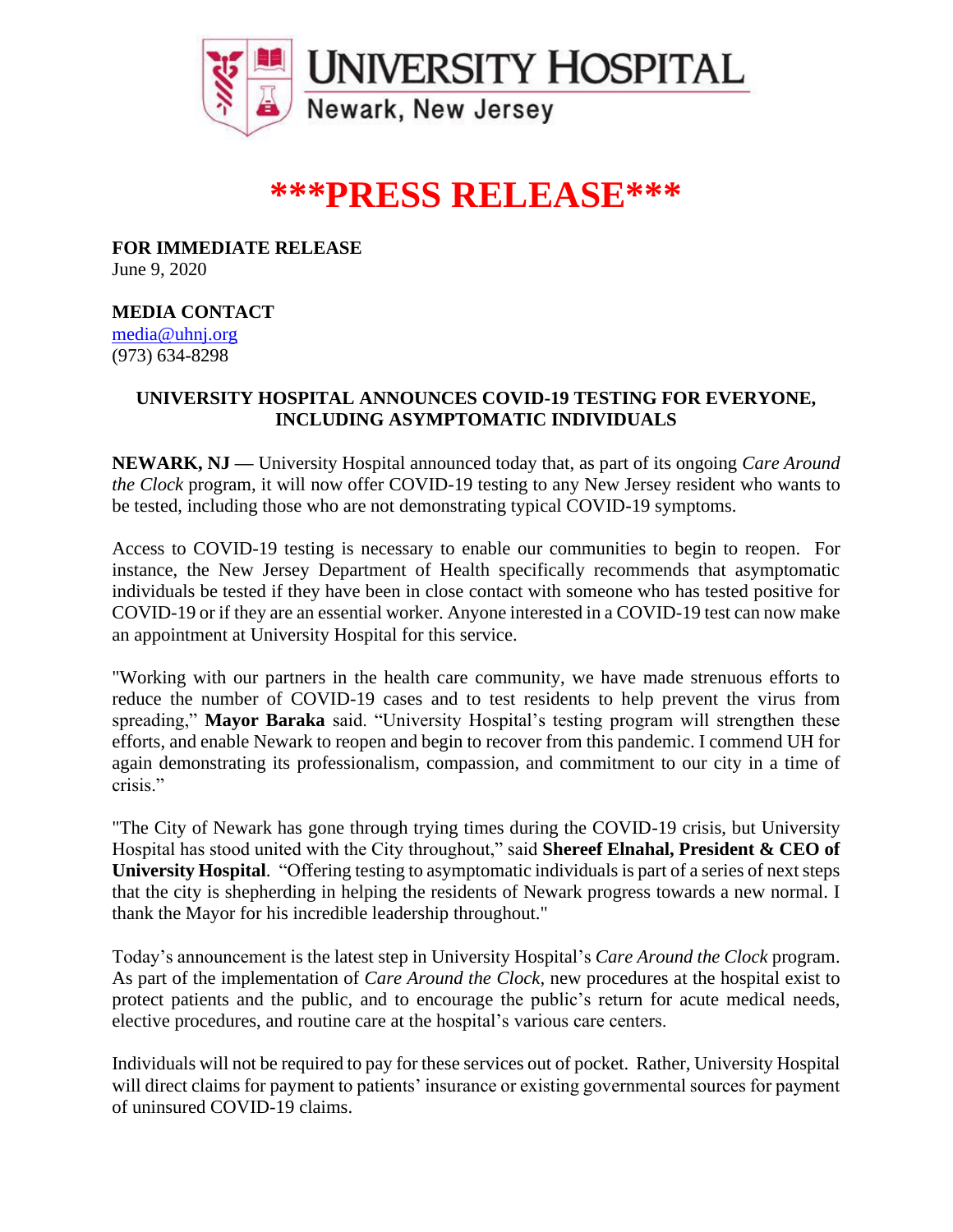**UNIVERSITY HOSPITAL**
Newark, New Jersey

# ***PRESS RELEASE***

**FOR IMMEDIATE RELEASE**
June 9, 2020

**MEDIA CONTACT**
media@uhnj.org
(973) 634-8298

**UNIVERSITY HOSPITAL ANNOUNCES COVID-19 TESTING FOR EVERYONE, INCLUDING ASYMPTOMATIC INDIVIDUALS**

**NEWARK, NJ —** University Hospital announced today that, as part of its ongoing *Care Around the Clock* program, it will now offer COVID-19 testing to any New Jersey resident who wants to be tested, including those who are not demonstrating typical COVID-19 symptoms.

Access to COVID-19 testing is necessary to enable our communities to begin to reopen. For instance, the New Jersey Department of Health specifically recommends that asymptomatic individuals be tested if they have been in close contact with someone who has tested positive for COVID-19 or if they are an essential worker. Anyone interested in a COVID-19 test can now make an appointment at University Hospital for this service.

"Working with our partners in the health care community, we have made strenuous efforts to reduce the number of COVID-19 cases and to test residents to help prevent the virus from spreading," **Mayor Baraka** said. "University Hospital's testing program will strengthen these efforts, and enable Newark to reopen and begin to recover from this pandemic. I commend UH for again demonstrating its professionalism, compassion, and commitment to our city in a time of crisis."

"The City of Newark has gone through trying times during the COVID-19 crisis, but University Hospital has stood united with the City throughout," said **Shereef Elnahal, President & CEO of University Hospital**. "Offering testing to asymptomatic individuals is part of a series of next steps that the city is shepherding in helping the residents of Newark progress towards a new normal. I thank the Mayor for his incredible leadership throughout."

Today's announcement is the latest step in University Hospital's *Care Around the Clock* program. As part of the implementation of *Care Around the Clock*, new procedures at the hospital exist to protect patients and the public, and to encourage the public's return for acute medical needs, elective procedures, and routine care at the hospital's various care centers.

Individuals will not be required to pay for these services out of pocket. Rather, University Hospital will direct claims for payment to patients' insurance or existing governmental sources for payment of uninsured COVID-19 claims.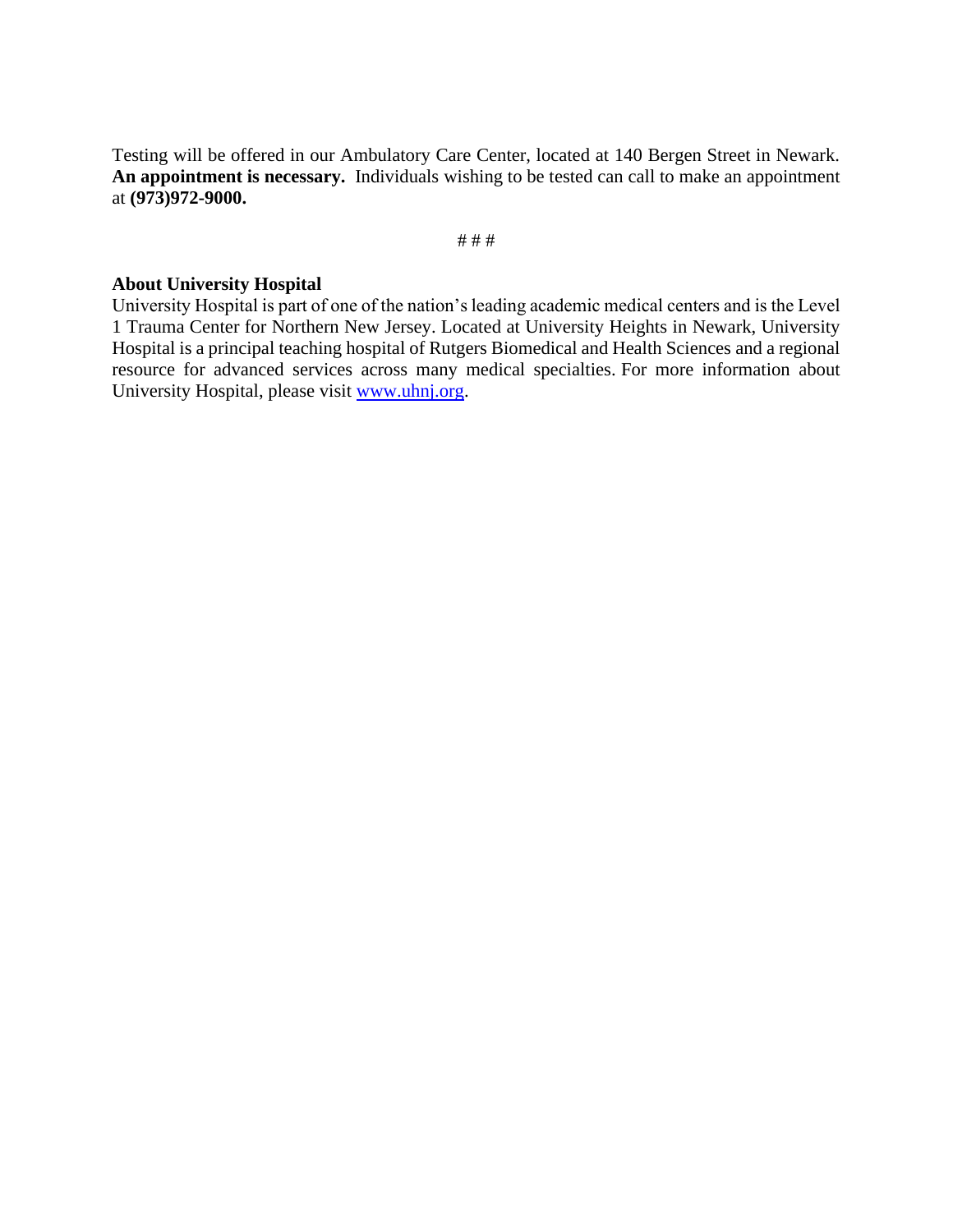Testing will be offered in our Ambulatory Care Center, located at 140 Bergen Street in Newark. **An appointment is necessary.** Individuals wishing to be tested can call to make an appointment at **(973)972-9000.**

# # #

**About University Hospital**

University Hospital is part of one of the nation's leading academic medical centers and is the Level 1 Trauma Center for Northern New Jersey. Located at University Heights in Newark, University Hospital is a principal teaching hospital of Rutgers Biomedical and Health Sciences and a regional resource for advanced services across many medical specialties. For more information about University Hospital, please visit [www.uhnj.org](http://www.uhnj.org).